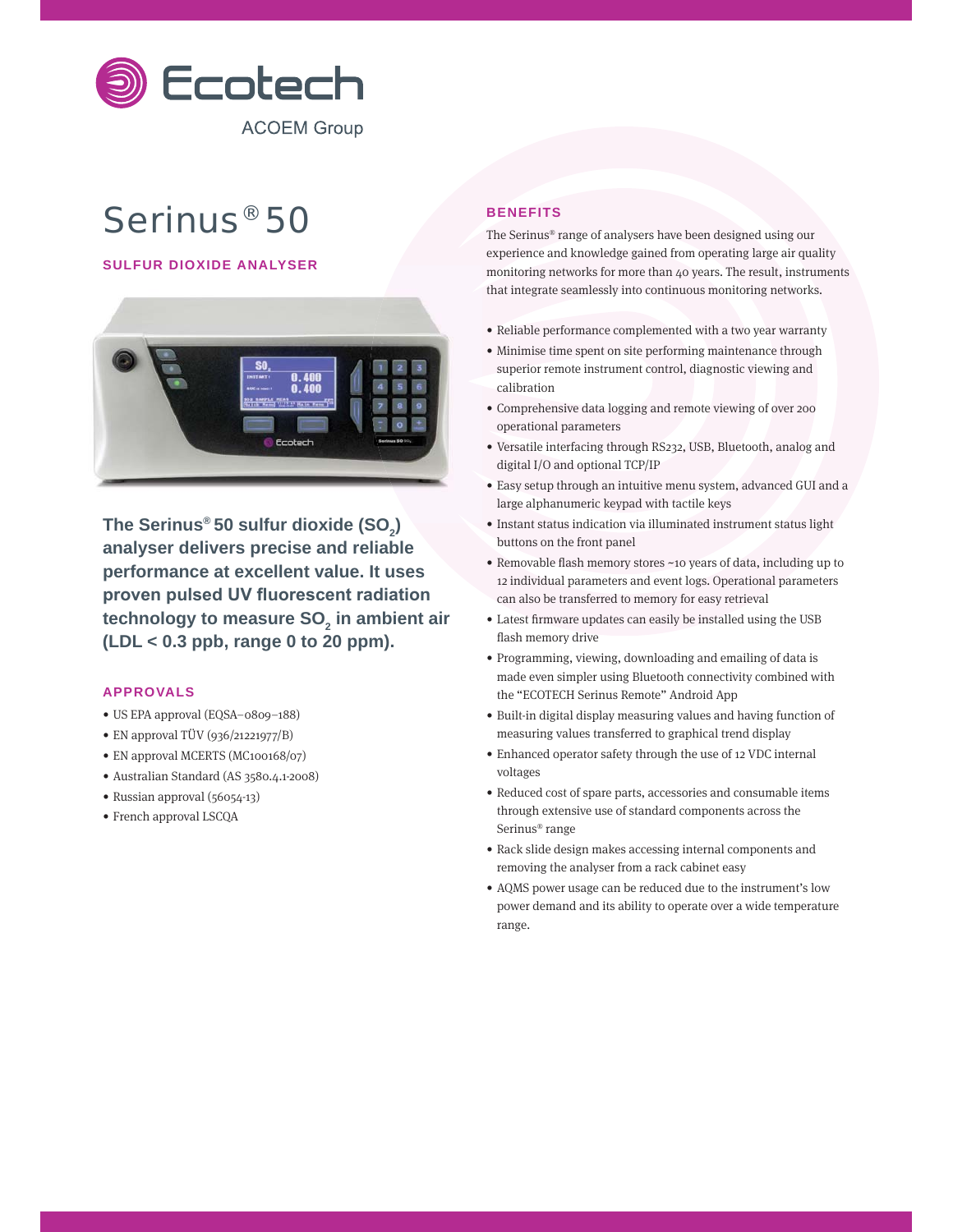Ecotech

ACOEM Group

# Serinus® 50

## SULFUR DIOXIDE ANALYSER

**The Serinus® 50 sulfur dioxide ($SO_2$) analyser delivers precise and reliable performance at excellent value. It uses proven pulsed UV fluorescent radiation technology to measure $SO_2$ in ambient air (LDL < 0.3 ppb, range 0 to 20 ppm).**

### APPROVALS

- US EPA approval (EQSA–0809–188)
- EN approval TÜV (936/21221977/B)
- EN approval MCERTS (MC100168/07)
- Australian Standard (AS 3580.4.1-2008)
- Russian approval (56054-13)
- French approval LSCQA

### BENEFITS

The Serinus® range of analysers have been designed using our experience and knowledge gained from operating large air quality monitoring networks for more than 40 years. The result, instruments that integrate seamlessly into continuous monitoring networks.

- Reliable performance complemented with a two year warranty
- Minimise time spent on site performing maintenance through superior remote instrument control, diagnostic viewing and calibration
- Comprehensive data logging and remote viewing of over 200 operational parameters
- Versatile interfacing through RS232, USB, Bluetooth, analog and digital I/O and optional TCP/IP
- Easy setup through an intuitive menu system, advanced GUI and a large alphanumeric keypad with tactile keys
- Instant status indication via illuminated instrument status light buttons on the front panel
- Removable flash memory stores ~10 years of data, including up to 12 individual parameters and event logs. Operational parameters can also be transferred to memory for easy retrieval
- Latest firmware updates can easily be installed using the USB flash memory drive
- Programming, viewing, downloading and emailing of data is made even simpler using Bluetooth connectivity combined with the "ECOTECH Serinus Remote" Android App
- Built-in digital display measuring values and having function of measuring values transferred to graphical trend display
- Enhanced operator safety through the use of 12 VDC internal voltages
- Reduced cost of spare parts, accessories and consumable items through extensive use of standard components across the Serinus® range
- Rack slide design makes accessing internal components and removing the analyser from a rack cabinet easy
- AQMS power usage can be reduced due to the instrument's low power demand and its ability to operate over a wide temperature range.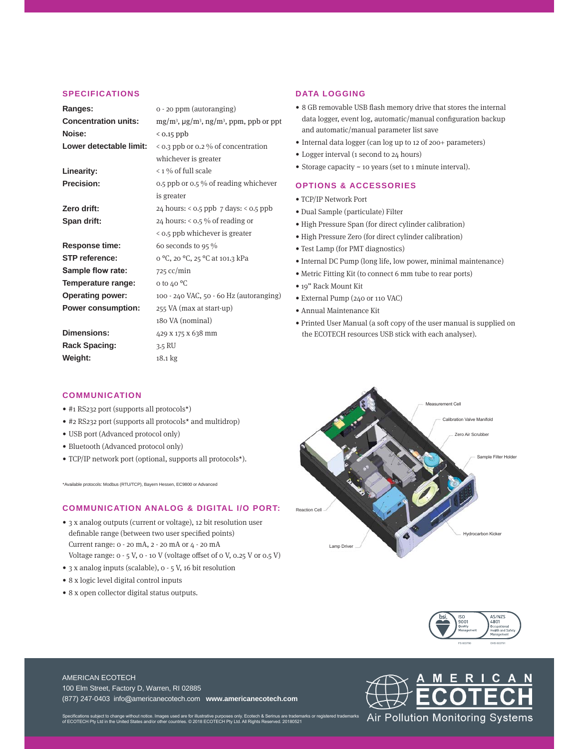## SPECIFICATIONS

| | |
|---|---|
| **Ranges:** | 0 - 20 ppm (autoranging) |
| **Concentration units:** | mg/m³, µg/m³, ng/m³, ppm, ppb or ppt |
| **Noise:** | < 0.15 ppb |
| **Lower detectable limit:** | < 0.3 ppb or 0.2 % of concentration whichever is greater |
| **Linearity:** | < 1 % of full scale |
| **Precision:** | 0.5 ppb or 0.5 % of reading whichever is greater |
| **Zero drift:** | 24 hours: < 0.5 ppb 7 days: < 0.5 ppb |
| **Span drift:** | 24 hours: < 0.5 % of reading or < 0.5 ppb whichever is greater |
| **Response time:** | 60 seconds to 95 % |
| **STP reference:** | 0 °C, 20 °C, 25 °C at 101.3 kPa |
| **Sample flow rate:** | 725 cc/min |
| **Temperature range:** | 0 to 40 °C |
| **Operating power:** | 100 - 240 VAC, 50 - 60 Hz (autoranging) |
| **Power consumption:** | 255 VA (max at start-up) 180 VA (nominal) |
| **Dimensions:** | 429 x 175 x 638 mm |
| **Rack Spacing:** | 3.5 RU |
| **Weight:** | 18.1 kg |

## DATA LOGGING

- 8 GB removable USB flash memory drive that stores the internal data logger, event log, automatic/manual configuration backup and automatic/manual parameter list save
- Internal data logger (can log up to 12 of 200+ parameters)
- Logger interval (1 second to 24 hours)
- Storage capacity ~ 10 years (set to 1 minute interval).

## OPTIONS & ACCESSORIES

- TCP/IP Network Port
- Dual Sample (particulate) Filter
- High Pressure Span (for direct cylinder calibration)
- High Pressure Zero (for direct cylinder calibration)
- Test Lamp (for PMT diagnostics)
- Internal DC Pump (long life, low power, minimal maintenance)
- Metric Fitting Kit (to connect 6 mm tube to rear ports)
- 19" Rack Mount Kit
- External Pump (240 or 110 VAC)
- Annual Maintenance Kit
- Printed User Manual (a soft copy of the user manual is supplied on the ECOTECH resources USB stick with each analyser).

## COMMUNICATION

- #1 RS232 port (supports all protocols*)
- #2 RS232 port (supports all protocols* and multidrop)
- USB port (Advanced protocol only)
- Bluetooth (Advanced protocol only)
- TCP/IP network port (optional, supports all protocols*).

*Available protocols: Modbus (RTU/TCP), Bayern Hessen, EC9800 or Advanced

## COMMUNICATION ANALOG & DIGITAL I/O PORT:

- 3 x analog outputs (current or voltage), 12 bit resolution user definable range (between two user specified points)
  Current range: 0 - 20 mA, 2 - 20 mA or 4 - 20 mA
  Voltage range: 0 - 5 V, 0 - 10 V (voltage offset of 0 V, 0.25 V or 0.5 V)
- 3 x analog inputs (scalable), 0 - 5 V, 16 bit resolution
- 8 x logic level digital control inputs
- 8 x open collector digital status outputs.

Measurement Cell
Calibration Valve Manifold
Zero Air Scrubber
Sample Filter Holder
Reaction Cell
Hydrocarbon Kicker
Lamp Driver

AMERICAN ECOTECH
100 Elm Street, Factory D, Warren, RI 02885
(877) 247-0403 info@americanecotech.com **www.americanecotech.com**

AMERICAN ECOTECH
Air Pollution Monitoring Systems

Specifications subject to change without notice. Images used are for illustrative purposes only. Ecotech & Serinus are trademarks or registered trademarks of ECOTECH Pty Ltd in the United States and/or other countries. © 2018 ECOTECH Pty Ltd. All Rights Reserved. 20180521